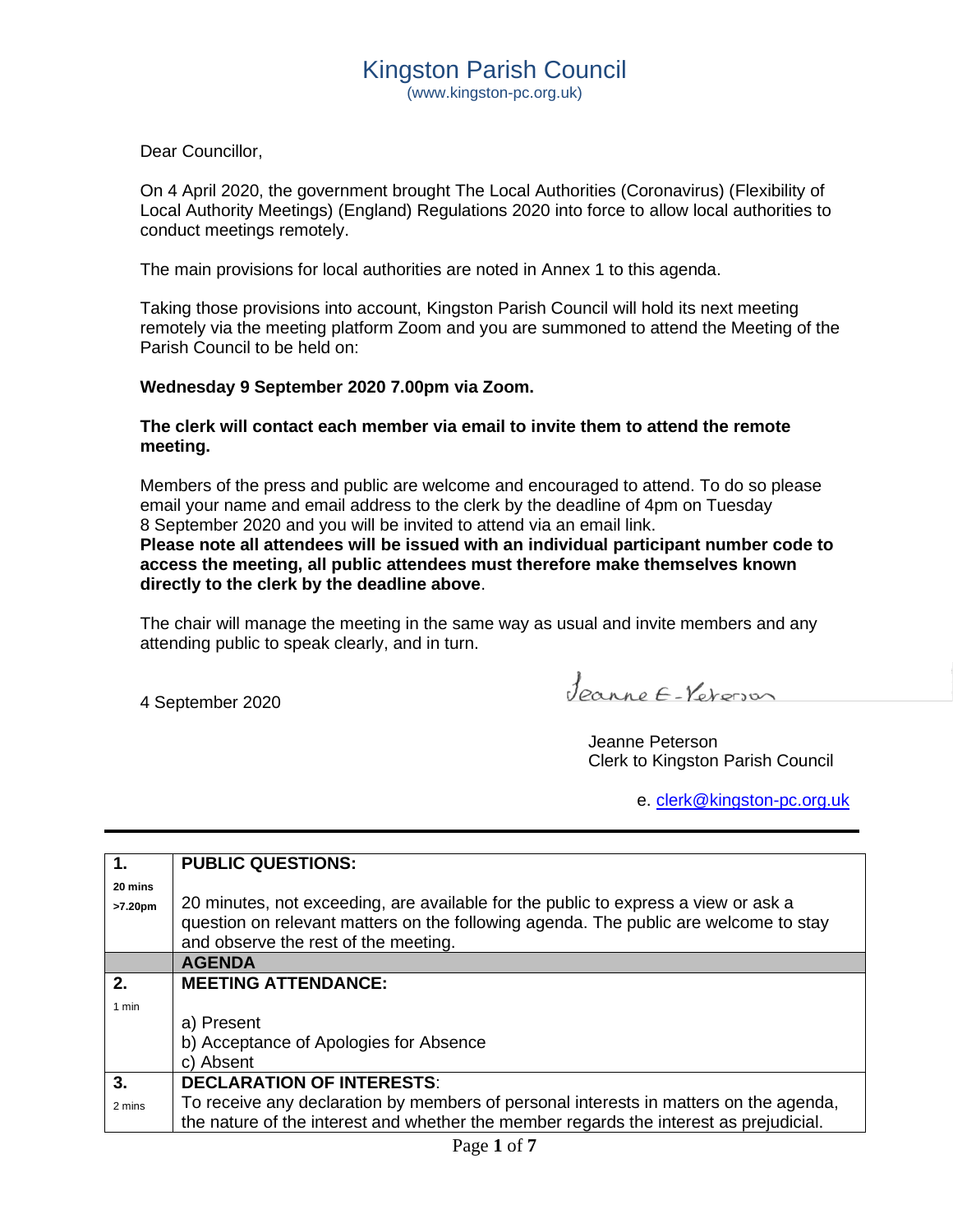# Kingston Parish Council

(www.kingston-pc.org.uk)

Dear Councillor,

On 4 April 2020, the government brought The Local Authorities (Coronavirus) (Flexibility of Local Authority Meetings) (England) Regulations 2020 into force to allow local authorities to conduct meetings remotely.

The main provisions for local authorities are noted in Annex 1 to this agenda.

Taking those provisions into account, Kingston Parish Council will hold its next meeting remotely via the meeting platform Zoom and you are summoned to attend the Meeting of the Parish Council to be held on:

**Wednesday 9 September 2020 7.00pm via Zoom.**

**The clerk will contact each member via email to invite them to attend the remote meeting.**

Members of the press and public are welcome and encouraged to attend. To do so please email your name and email address to the clerk by the deadline of 4pm on Tuesday 8 September 2020 and you will be invited to attend via an email link.
**Please note all attendees will be issued with an individual participant number code to access the meeting, all public attendees must therefore make themselves known directly to the clerk by the deadline above**.

The chair will manage the meeting in the same way as usual and invite members and any attending public to speak clearly, and in turn.

4 September 2020

Jeanne E-Peterson

Jeanne Peterson
Clerk to Kingston Parish Council

e. clerk@kingston-pc.org.uk

---

| | |
|---|---|
| **1.**<br>**20 mins**<br>**>7.20pm** | **PUBLIC QUESTIONS:**<br><br>20 minutes, not exceeding, are available for the public to express a view or ask a question on relevant matters on the following agenda. The public are welcome to stay and observe the rest of the meeting. |
| | **AGENDA** |
| **2.**<br>1 min | **MEETING ATTENDANCE:**<br><br>a) Present<br>b) Acceptance of Apologies for Absence<br>c) Absent |
| **3.**<br>2 mins | **DECLARATION OF INTERESTS**:<br>To receive any declaration by members of personal interests in matters on the agenda, the nature of the interest and whether the member regards the interest as prejudicial. |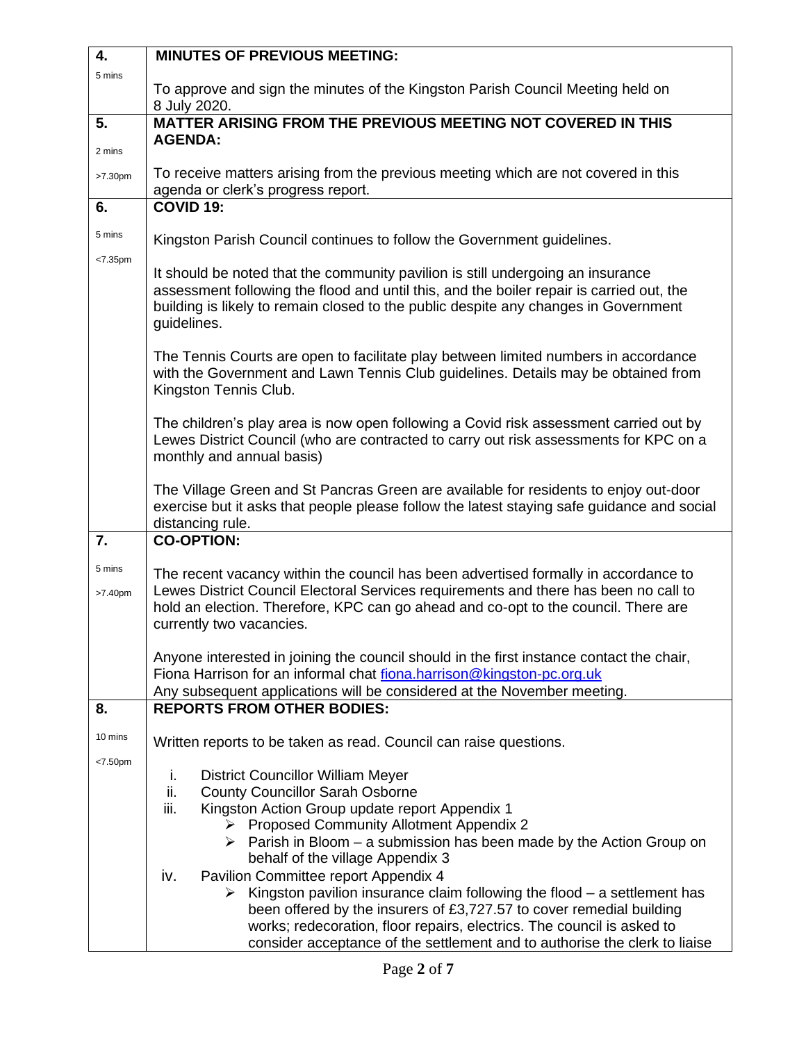| | |
|---|---|
| **4.**<br><br>5 mins | **MINUTES OF PREVIOUS MEETING:**<br><br>To approve and sign the minutes of the Kingston Parish Council Meeting held on 8 July 2020. |
| **5.**<br><br>2 mins<br><br>>7.30pm | **MATTER ARISING FROM THE PREVIOUS MEETING NOT COVERED IN THIS AGENDA:**<br><br>To receive matters arising from the previous meeting which are not covered in this agenda or clerk's progress report. |
| **6.**<br><br>5 mins<br><br><7.35pm | **COVID 19:**<br><br>Kingston Parish Council continues to follow the Government guidelines.<br><br>It should be noted that the community pavilion is still undergoing an insurance assessment following the flood and until this, and the boiler repair is carried out, the building is likely to remain closed to the public despite any changes in Government guidelines.<br><br>The Tennis Courts are open to facilitate play between limited numbers in accordance with the Government and Lawn Tennis Club guidelines. Details may be obtained from Kingston Tennis Club.<br><br>The children's play area is now open following a Covid risk assessment carried out by Lewes District Council (who are contracted to carry out risk assessments for KPC on a monthly and annual basis)<br><br>The Village Green and St Pancras Green are available for residents to enjoy out-door exercise but it asks that people please follow the latest staying safe guidance and social distancing rule. |
| **7.**<br><br>5 mins<br><br>>7.40pm | **CO-OPTION:**<br><br>The recent vacancy within the council has been advertised formally in accordance to Lewes District Council Electoral Services requirements and there has been no call to hold an election. Therefore, KPC can go ahead and co-opt to the council. There are currently two vacancies.<br><br>Anyone interested in joining the council should in the first instance contact the chair, Fiona Harrison for an informal chat fiona.harrison@kingston-pc.org.uk<br>Any subsequent applications will be considered at the November meeting. |
| **8.**<br><br>10 mins<br><br><7.50pm | **REPORTS FROM OTHER BODIES:**<br><br>Written reports to be taken as read. Council can raise questions.<br><br>i. District Councillor William Meyer<br>ii. County Councillor Sarah Osborne<br>iii. Kingston Action Group update report Appendix 1<br>➢ Proposed Community Allotment Appendix 2<br>➢ Parish in Bloom – a submission has been made by the Action Group on behalf of the village Appendix 3<br>iv. Pavilion Committee report Appendix 4<br>➢ Kingston pavilion insurance claim following the flood – a settlement has been offered by the insurers of £3,727.57 to cover remedial building works; redecoration, floor repairs, electrics. The council is asked to consider acceptance of the settlement and to authorise the clerk to liaise |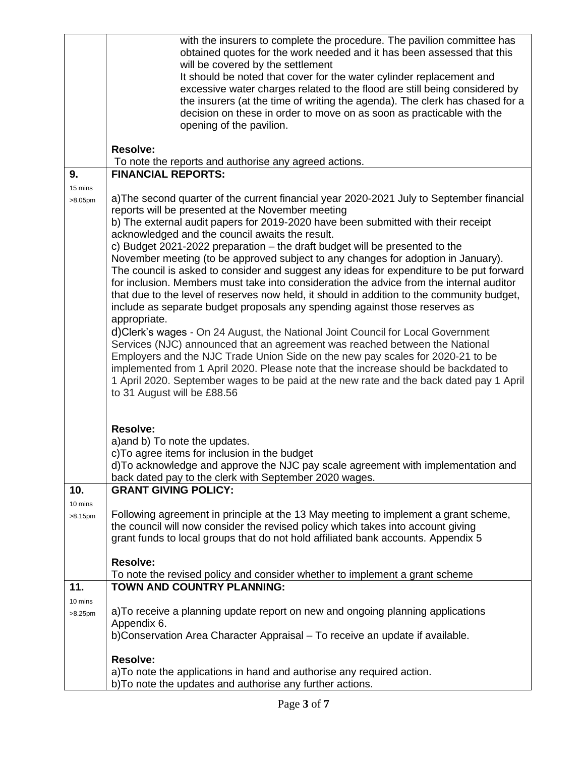| | |
|---|---|
| | with the insurers to complete the procedure. The pavilion committee has obtained quotes for the work needed and it has been assessed that this will be covered by the settlement<br>It should be noted that cover for the water cylinder replacement and excessive water charges related to the flood are still being considered by the insurers (at the time of writing the agenda). The clerk has chased for a decision on these in order to move on as soon as practicable with the opening of the pavilion.<br><br>**Resolve:**<br>To note the reports and authorise any agreed actions. |
| **9.**<br>15 mins<br>>8.05pm | **FINANCIAL REPORTS:**<br><br>a)The second quarter of the current financial year 2020-2021 July to September financial reports will be presented at the November meeting<br>b) The external audit papers for 2019-2020 have been submitted with their receipt acknowledged and the council awaits the result.<br>c) Budget 2021-2022 preparation – the draft budget will be presented to the November meeting (to be approved subject to any changes for adoption in January). The council is asked to consider and suggest any ideas for expenditure to be put forward for inclusion. Members must take into consideration the advice from the internal auditor that due to the level of reserves now held, it should in addition to the community budget, include as separate budget proposals any spending against those reserves as appropriate.<br>d)Clerk's wages - On 24 August, the National Joint Council for Local Government Services (NJC) announced that an agreement was reached between the National Employers and the NJC Trade Union Side on the new pay scales for 2020-21 to be implemented from 1 April 2020. Please note that the increase should be backdated to 1 April 2020. September wages to be paid at the new rate and the back dated pay 1 April to 31 August will be £88.56<br><br>**Resolve:**<br>a)and b) To note the updates.<br>c)To agree items for inclusion in the budget<br>d)To acknowledge and approve the NJC pay scale agreement with implementation and back dated pay to the clerk with September 2020 wages. |
| **10.**<br>10 mins<br>>8.15pm | **GRANT GIVING POLICY:**<br><br>Following agreement in principle at the 13 May meeting to implement a grant scheme, the council will now consider the revised policy which takes into account giving grant funds to local groups that do not hold affiliated bank accounts. Appendix 5<br><br>**Resolve:**<br>To note the revised policy and consider whether to implement a grant scheme |
| **11.**<br>10 mins<br>>8.25pm | **TOWN AND COUNTRY PLANNING:**<br><br>a)To receive a planning update report on new and ongoing planning applications Appendix 6.<br>b)Conservation Area Character Appraisal – To receive an update if available.<br><br>**Resolve:**<br>a)To note the applications in hand and authorise any required action.<br>b)To note the updates and authorise any further actions. |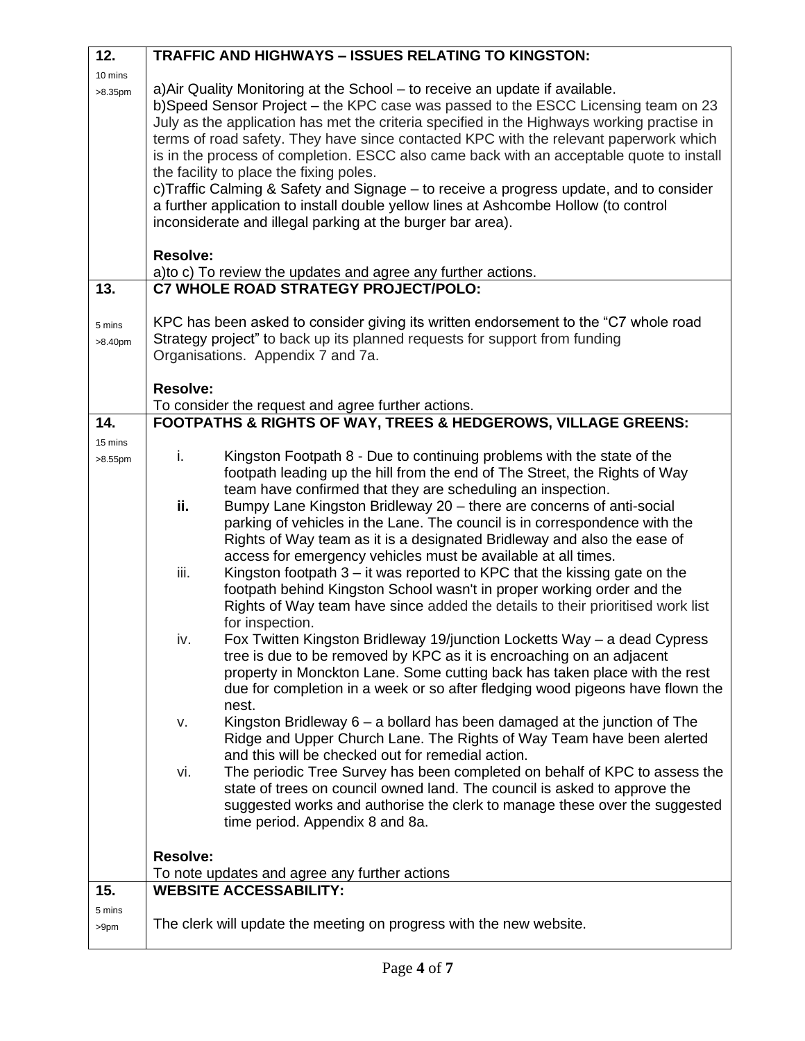| 12. | **TRAFFIC AND HIGHWAYS – ISSUES RELATING TO KINGSTON:** |
|---|---|
| 10 mins >8.35pm | a)Air Quality Monitoring at the School – to receive an update if available.<br>b)Speed Sensor Project – the KPC case was passed to the ESCC Licensing team on 23 July as the application has met the criteria specified in the Highways working practise in terms of road safety. They have since contacted KPC with the relevant paperwork which is in the process of completion. ESCC also came back with an acceptable quote to install the facility to place the fixing poles.<br>c)Traffic Calming & Safety and Signage – to receive a progress update, and to consider a further application to install double yellow lines at Ashcombe Hollow (to control inconsiderate and illegal parking at the burger bar area).<br><br>**Resolve:**<br>a)to c) To review the updates and agree any further actions. |
| **13.** | **C7 WHOLE ROAD STRATEGY PROJECT/POLO:** |
| 5 mins >8.40pm | KPC has been asked to consider giving its written endorsement to the "C7 whole road Strategy project" to back up its planned requests for support from funding Organisations. Appendix 7 and 7a.<br><br>**Resolve:**<br>To consider the request and agree further actions. |
| **14.** | **FOOTPATHS & RIGHTS OF WAY, TREES & HEDGEROWS, VILLAGE GREENS:** |
| 15 mins >8.55pm | i. Kingston Footpath 8 - Due to continuing problems with the state of the footpath leading up the hill from the end of The Street, the Rights of Way team have confirmed that they are scheduling an inspection.<br>**ii.** Bumpy Lane Kingston Bridleway 20 – there are concerns of anti-social parking of vehicles in the Lane. The council is in correspondence with the Rights of Way team as it is a designated Bridleway and also the ease of access for emergency vehicles must be available at all times.<br>iii. Kingston footpath 3 – it was reported to KPC that the kissing gate on the footpath behind Kingston School wasn't in proper working order and the Rights of Way team have since added the details to their prioritised work list for inspection.<br>iv. Fox Twitten Kingston Bridleway 19/junction Locketts Way – a dead Cypress tree is due to be removed by KPC as it is encroaching on an adjacent property in Monckton Lane. Some cutting back has taken place with the rest due for completion in a week or so after fledging wood pigeons have flown the nest.<br>v. Kingston Bridleway 6 – a bollard has been damaged at the junction of The Ridge and Upper Church Lane. The Rights of Way Team have been alerted and this will be checked out for remedial action.<br>vi. The periodic Tree Survey has been completed on behalf of KPC to assess the state of trees on council owned land. The council is asked to approve the suggested works and authorise the clerk to manage these over the suggested time period. Appendix 8 and 8a.<br><br>**Resolve:**<br>To note updates and agree any further actions |
| **15.** | **WEBSITE ACCESSABILITY:** |
| 5 mins >9pm | The clerk will update the meeting on progress with the new website. |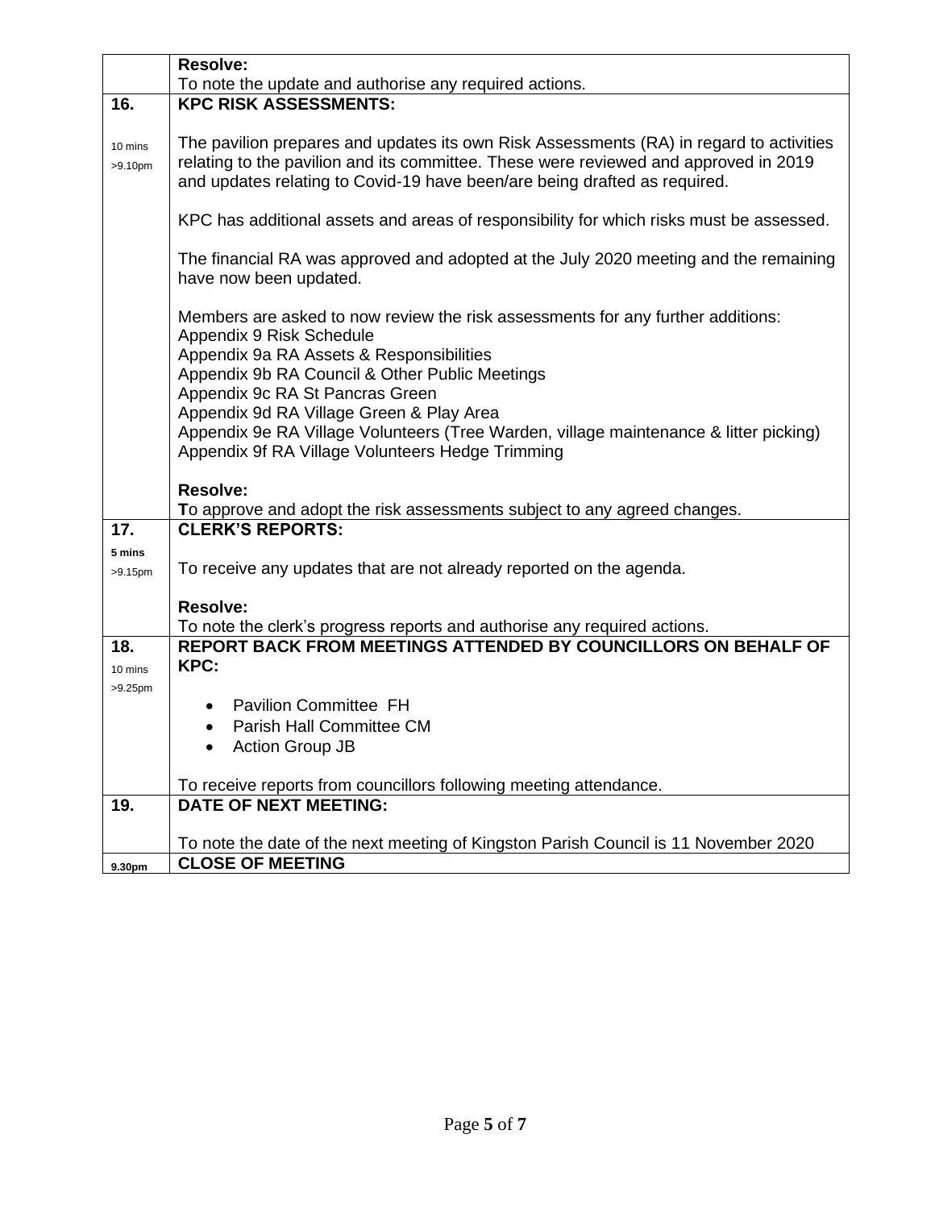| | |
|---|---|
| | **Resolve:**<br>To note the update and authorise any required actions. |
| **16.**<br><br>10 mins<br>>9.10pm | **KPC RISK ASSESSMENTS:**<br><br>The pavilion prepares and updates its own Risk Assessments (RA) in regard to activities relating to the pavilion and its committee. These were reviewed and approved in 2019 and updates relating to Covid-19 have been/are being drafted as required.<br><br>KPC has additional assets and areas of responsibility for which risks must be assessed.<br><br>The financial RA was approved and adopted at the July 2020 meeting and the remaining have now been updated.<br><br>Members are asked to now review the risk assessments for any further additions:<br>Appendix 9 Risk Schedule<br>Appendix 9a RA Assets & Responsibilities<br>Appendix 9b RA Council & Other Public Meetings<br>Appendix 9c RA St Pancras Green<br>Appendix 9d RA Village Green & Play Area<br>Appendix 9e RA Village Volunteers (Tree Warden, village maintenance & litter picking)<br>Appendix 9f RA Village Volunteers Hedge Trimming<br><br>**Resolve:**<br>**T**o approve and adopt the risk assessments subject to any agreed changes. |
| **17.**<br>**5 mins**<br>>9.15pm | **CLERK'S REPORTS:**<br><br>To receive any updates that are not already reported on the agenda.<br><br>**Resolve:**<br>To note the clerk's progress reports and authorise any required actions. |
| **18.**<br>10 mins<br>>9.25pm | **REPORT BACK FROM MEETINGS ATTENDED BY COUNCILLORS ON BEHALF OF KPC:**<br><br>• Pavilion Committee FH<br>• Parish Hall Committee CM<br>• Action Group JB<br><br>To receive reports from councillors following meeting attendance. |
| **19.** | **DATE OF NEXT MEETING:**<br><br>To note the date of the next meeting of Kingston Parish Council is 11 November 2020 |
| **9.30pm** | **CLOSE OF MEETING** |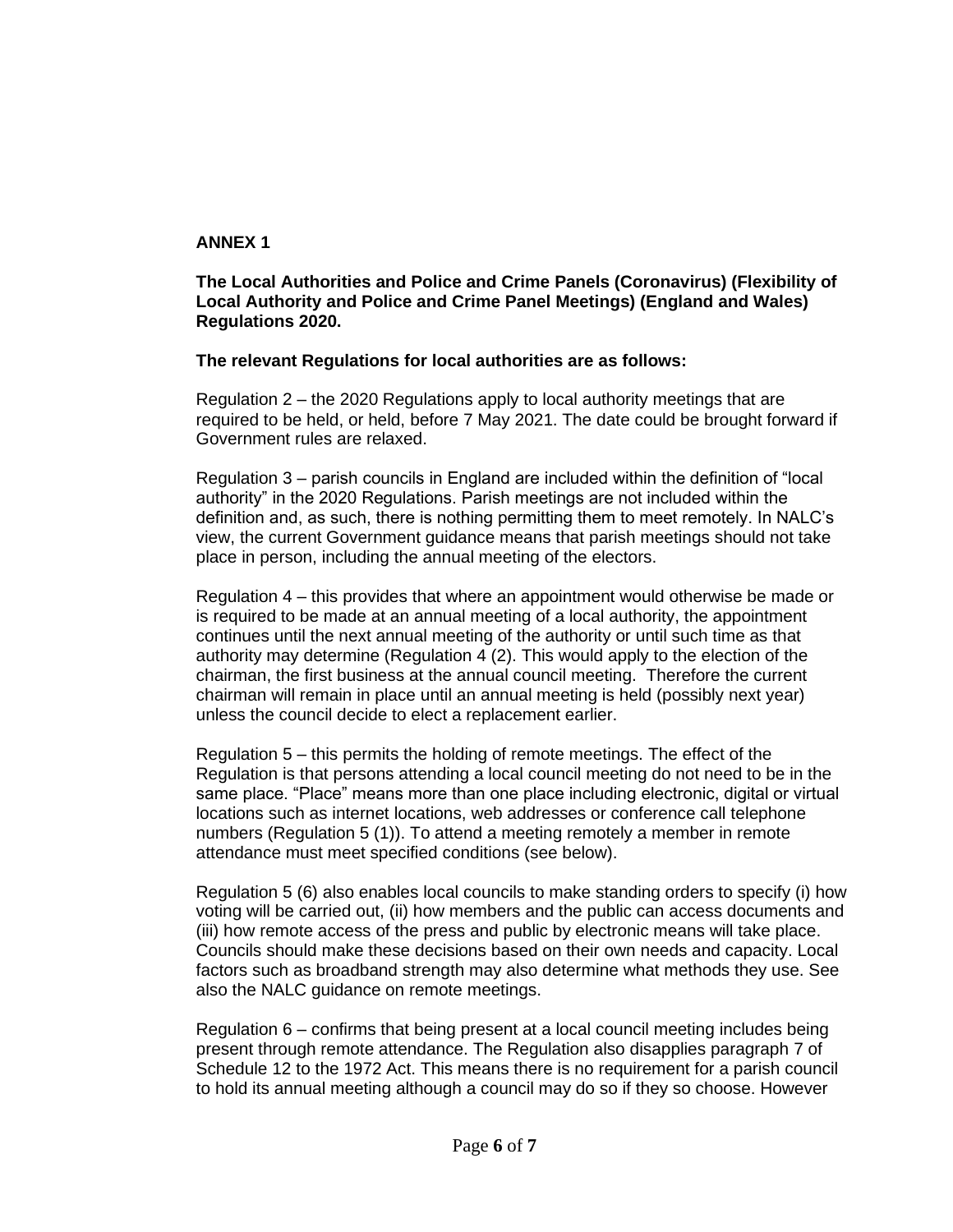**ANNEX 1**

**The Local Authorities and Police and Crime Panels (Coronavirus) (Flexibility of Local Authority and Police and Crime Panel Meetings) (England and Wales) Regulations 2020.**

**The relevant Regulations for local authorities are as follows:**

Regulation 2 – the 2020 Regulations apply to local authority meetings that are required to be held, or held, before 7 May 2021. The date could be brought forward if Government rules are relaxed.

Regulation 3 – parish councils in England are included within the definition of "local authority" in the 2020 Regulations. Parish meetings are not included within the definition and, as such, there is nothing permitting them to meet remotely. In NALC's view, the current Government guidance means that parish meetings should not take place in person, including the annual meeting of the electors.

Regulation 4 – this provides that where an appointment would otherwise be made or is required to be made at an annual meeting of a local authority, the appointment continues until the next annual meeting of the authority or until such time as that authority may determine (Regulation 4 (2). This would apply to the election of the chairman, the first business at the annual council meeting. Therefore the current chairman will remain in place until an annual meeting is held (possibly next year) unless the council decide to elect a replacement earlier.

Regulation 5 – this permits the holding of remote meetings. The effect of the Regulation is that persons attending a local council meeting do not need to be in the same place. "Place" means more than one place including electronic, digital or virtual locations such as internet locations, web addresses or conference call telephone numbers (Regulation 5 (1)). To attend a meeting remotely a member in remote attendance must meet specified conditions (see below).

Regulation 5 (6) also enables local councils to make standing orders to specify (i) how voting will be carried out, (ii) how members and the public can access documents and (iii) how remote access of the press and public by electronic means will take place. Councils should make these decisions based on their own needs and capacity. Local factors such as broadband strength may also determine what methods they use. See also the NALC guidance on remote meetings.

Regulation 6 – confirms that being present at a local council meeting includes being present through remote attendance. The Regulation also disapplies paragraph 7 of Schedule 12 to the 1972 Act. This means there is no requirement for a parish council to hold its annual meeting although a council may do so if they so choose. However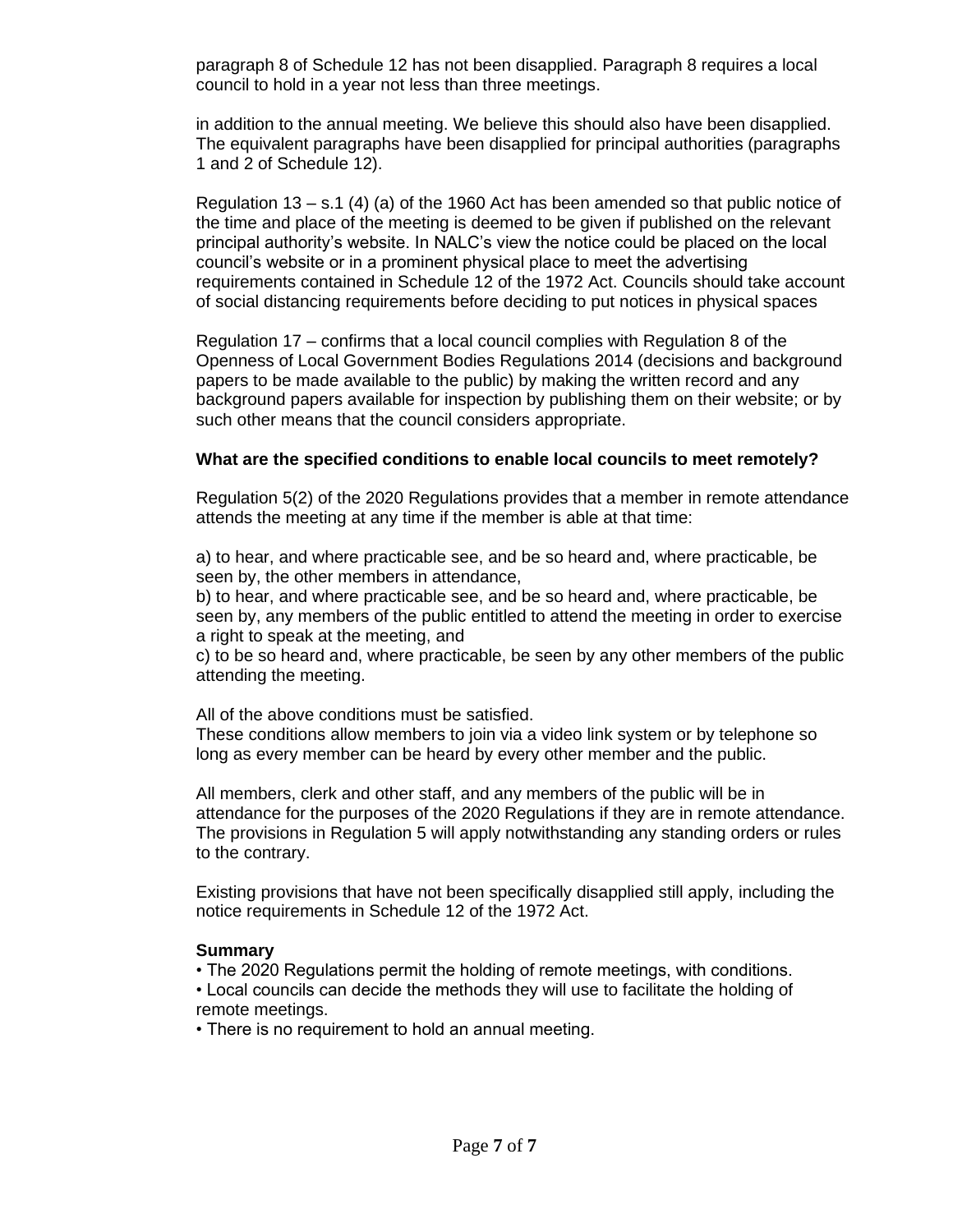paragraph 8 of Schedule 12 has not been disapplied. Paragraph 8 requires a local council to hold in a year not less than three meetings.

in addition to the annual meeting. We believe this should also have been disapplied. The equivalent paragraphs have been disapplied for principal authorities (paragraphs 1 and 2 of Schedule 12).

Regulation 13 – s.1 (4) (a) of the 1960 Act has been amended so that public notice of the time and place of the meeting is deemed to be given if published on the relevant principal authority's website. In NALC's view the notice could be placed on the local council's website or in a prominent physical place to meet the advertising requirements contained in Schedule 12 of the 1972 Act. Councils should take account of social distancing requirements before deciding to put notices in physical spaces

Regulation 17 – confirms that a local council complies with Regulation 8 of the Openness of Local Government Bodies Regulations 2014 (decisions and background papers to be made available to the public) by making the written record and any background papers available for inspection by publishing them on their website; or by such other means that the council considers appropriate.

**What are the specified conditions to enable local councils to meet remotely?**

Regulation 5(2) of the 2020 Regulations provides that a member in remote attendance attends the meeting at any time if the member is able at that time:

a) to hear, and where practicable see, and be so heard and, where practicable, be seen by, the other members in attendance,
b) to hear, and where practicable see, and be so heard and, where practicable, be seen by, any members of the public entitled to attend the meeting in order to exercise a right to speak at the meeting, and
c) to be so heard and, where practicable, be seen by any other members of the public attending the meeting.

All of the above conditions must be satisfied.
These conditions allow members to join via a video link system or by telephone so long as every member can be heard by every other member and the public.

All members, clerk and other staff, and any members of the public will be in attendance for the purposes of the 2020 Regulations if they are in remote attendance. The provisions in Regulation 5 will apply notwithstanding any standing orders or rules to the contrary.

Existing provisions that have not been specifically disapplied still apply, including the notice requirements in Schedule 12 of the 1972 Act.

**Summary**

- The 2020 Regulations permit the holding of remote meetings, with conditions.
- Local councils can decide the methods they will use to facilitate the holding of remote meetings.
- There is no requirement to hold an annual meeting.